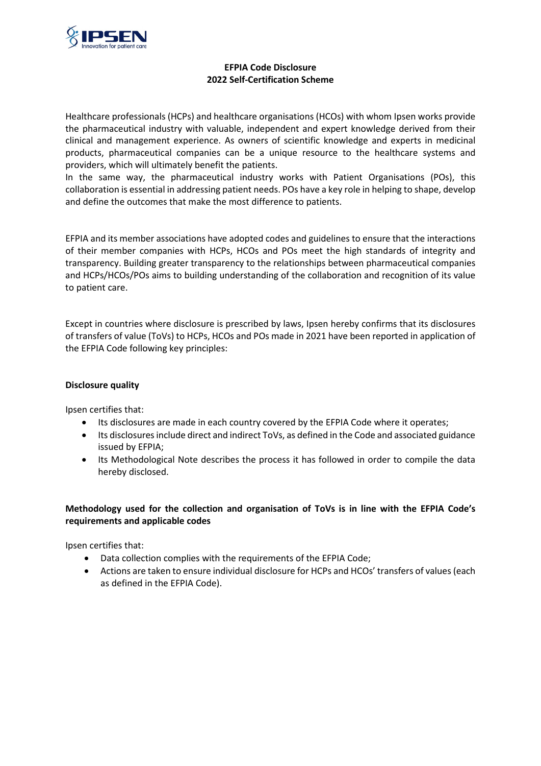**EFPIA Code Disclosure**
**2022 Self-Certification Scheme**

Healthcare professionals (HCPs) and healthcare organisations (HCOs) with whom Ipsen works provide the pharmaceutical industry with valuable, independent and expert knowledge derived from their clinical and management experience. As owners of scientific knowledge and experts in medicinal products, pharmaceutical companies can be a unique resource to the healthcare systems and providers, which will ultimately benefit the patients.
In the same way, the pharmaceutical industry works with Patient Organisations (POs), this collaboration is essential in addressing patient needs. POs have a key role in helping to shape, develop and define the outcomes that make the most difference to patients.

EFPIA and its member associations have adopted codes and guidelines to ensure that the interactions of their member companies with HCPs, HCOs and POs meet the high standards of integrity and transparency. Building greater transparency to the relationships between pharmaceutical companies and HCPs/HCOs/POs aims to building understanding of the collaboration and recognition of its value to patient care.

Except in countries where disclosure is prescribed by laws, Ipsen hereby confirms that its disclosures of transfers of value (ToVs) to HCPs, HCOs and POs made in 2021 have been reported in application of the EFPIA Code following key principles:

**Disclosure quality**

Ipsen certifies that:

- Its disclosures are made in each country covered by the EFPIA Code where it operates;
- Its disclosures include direct and indirect ToVs, as defined in the Code and associated guidance issued by EFPIA;
- Its Methodological Note describes the process it has followed in order to compile the data hereby disclosed.

**Methodology used for the collection and organisation of ToVs is in line with the EFPIA Code's requirements and applicable codes**

Ipsen certifies that:

- Data collection complies with the requirements of the EFPIA Code;
- Actions are taken to ensure individual disclosure for HCPs and HCOs' transfers of values (each as defined in the EFPIA Code).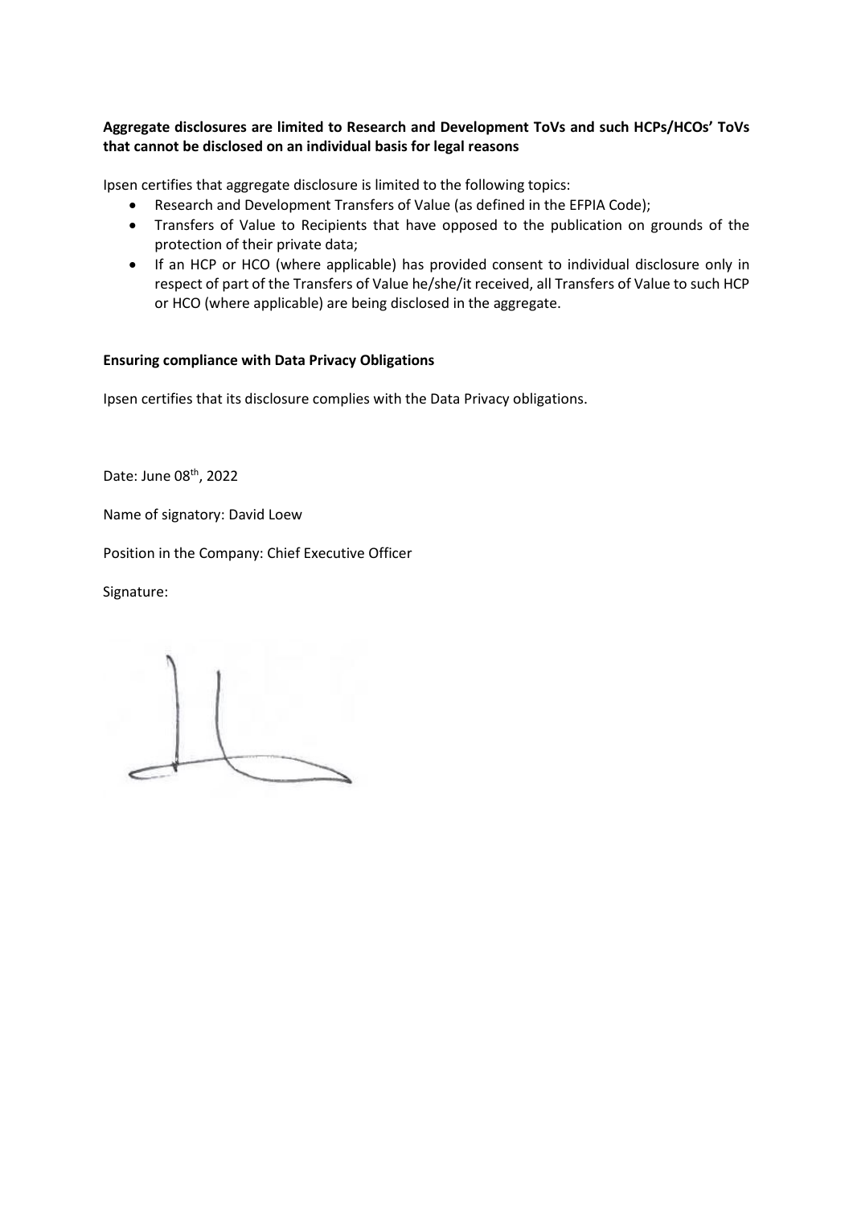**Aggregate disclosures are limited to Research and Development ToVs and such HCPs/HCOs' ToVs that cannot be disclosed on an individual basis for legal reasons**

Ipsen certifies that aggregate disclosure is limited to the following topics:

- Research and Development Transfers of Value (as defined in the EFPIA Code);
- Transfers of Value to Recipients that have opposed to the publication on grounds of the protection of their private data;
- If an HCP or HCO (where applicable) has provided consent to individual disclosure only in respect of part of the Transfers of Value he/she/it received, all Transfers of Value to such HCP or HCO (where applicable) are being disclosed in the aggregate.

**Ensuring compliance with Data Privacy Obligations**

Ipsen certifies that its disclosure complies with the Data Privacy obligations.

Date: June 08th, 2022

Name of signatory: David Loew

Position in the Company: Chief Executive Officer

Signature: